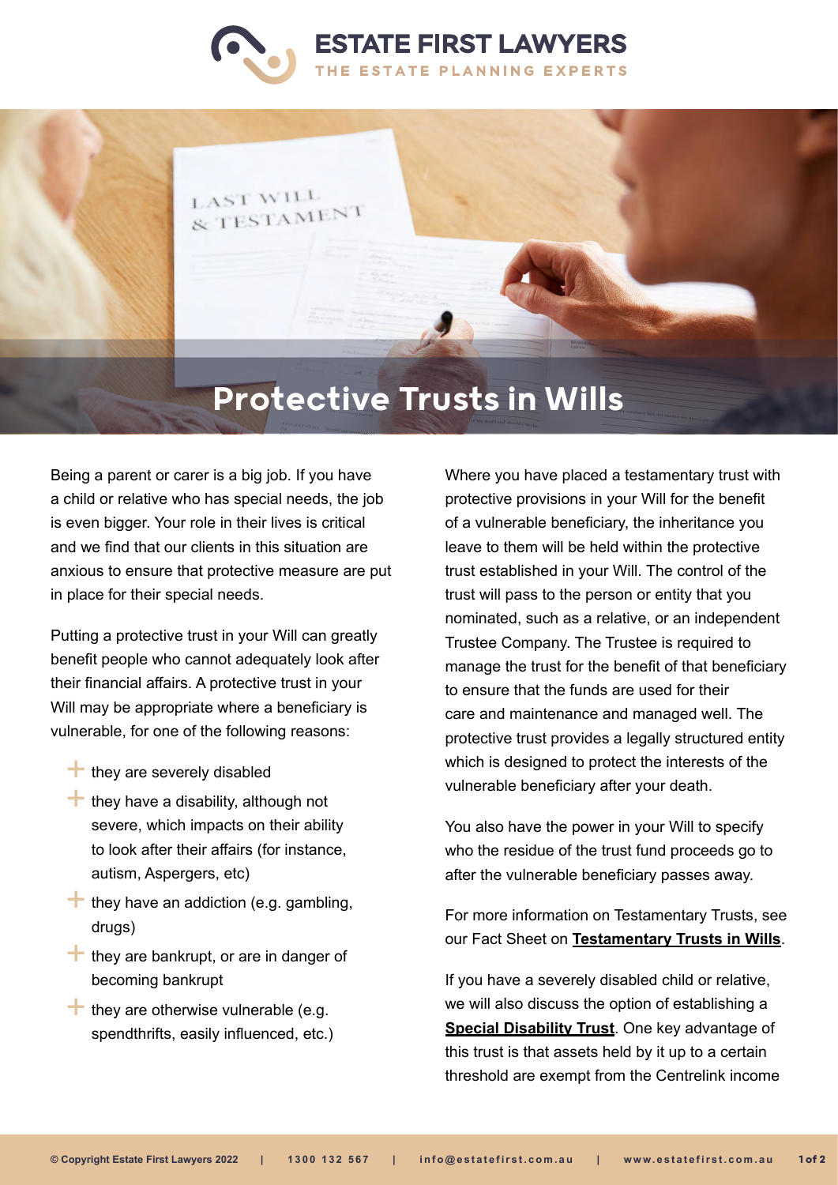# Protective Trusts in Wills

Being a parent or carer is a big job. If you have a child or relative who has special needs, the job is even bigger. Your role in their lives is critical and we find that our clients in this situation are anxious to ensure that protective measure are put in place for their special needs.

Putting a protective trust in your Will can greatly benefit people who cannot adequately look after their financial affairs. A protective trust in your Will may be appropriate where a beneficiary is vulnerable, for one of the following reasons:

- they are severely disabled
- they have a disability, although not severe, which impacts on their ability to look after their affairs (for instance, autism, Aspergers, etc)
- they have an addiction (e.g. gambling, drugs)
- they are bankrupt, or are in danger of becoming bankrupt
- they are otherwise vulnerable (e.g. spendthrifts, easily influenced, etc.)

Where you have placed a testamentary trust with protective provisions in your Will for the benefit of a vulnerable beneficiary, the inheritance you leave to them will be held within the protective trust established in your Will. The control of the trust will pass to the person or entity that you nominated, such as a relative, or an independent Trustee Company. The Trustee is required to manage the trust for the benefit of that beneficiary to ensure that the funds are used for their care and maintenance and managed well. The protective trust provides a legally structured entity which is designed to protect the interests of the vulnerable beneficiary after your death.

You also have the power in your Will to specify who the residue of the trust fund proceeds go to after the vulnerable beneficiary passes away.

For more information on Testamentary Trusts, see our Fact Sheet on **Testamentary Trusts in Wills**.

If you have a severely disabled child or relative, we will also discuss the option of establishing a **Special Disability Trust**. One key advantage of this trust is that assets held by it up to a certain threshold are exempt from the Centrelink income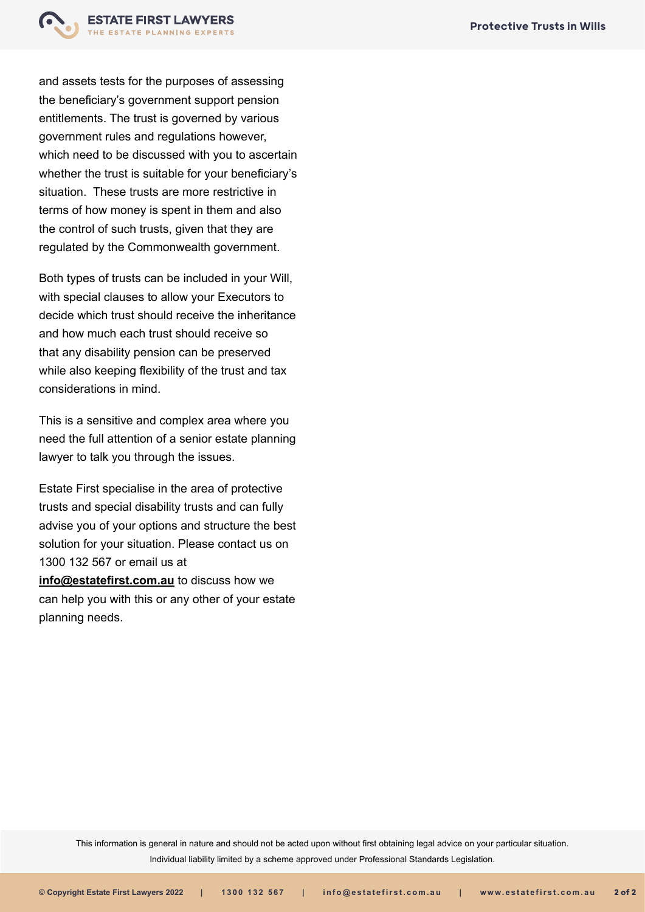and assets tests for the purposes of assessing the beneficiary's government support pension entitlements. The trust is governed by various government rules and regulations however, which need to be discussed with you to ascertain whether the trust is suitable for your beneficiary's situation. These trusts are more restrictive in terms of how money is spent in them and also the control of such trusts, given that they are regulated by the Commonwealth government.

Both types of trusts can be included in your Will, with special clauses to allow your Executors to decide which trust should receive the inheritance and how much each trust should receive so that any disability pension can be preserved while also keeping flexibility of the trust and tax considerations in mind.

This is a sensitive and complex area where you need the full attention of a senior estate planning lawyer to talk you through the issues.

Estate First specialise in the area of protective trusts and special disability trusts and can fully advise you of your options and structure the best solution for your situation. Please contact us on 1300 132 567 or email us at **info@estatefirst.com.au** to discuss how we can help you with this or any other of your estate planning needs.

This information is general in nature and should not be acted upon without first obtaining legal advice on your particular situation. Individual liability limited by a scheme approved under Professional Standards Legislation.